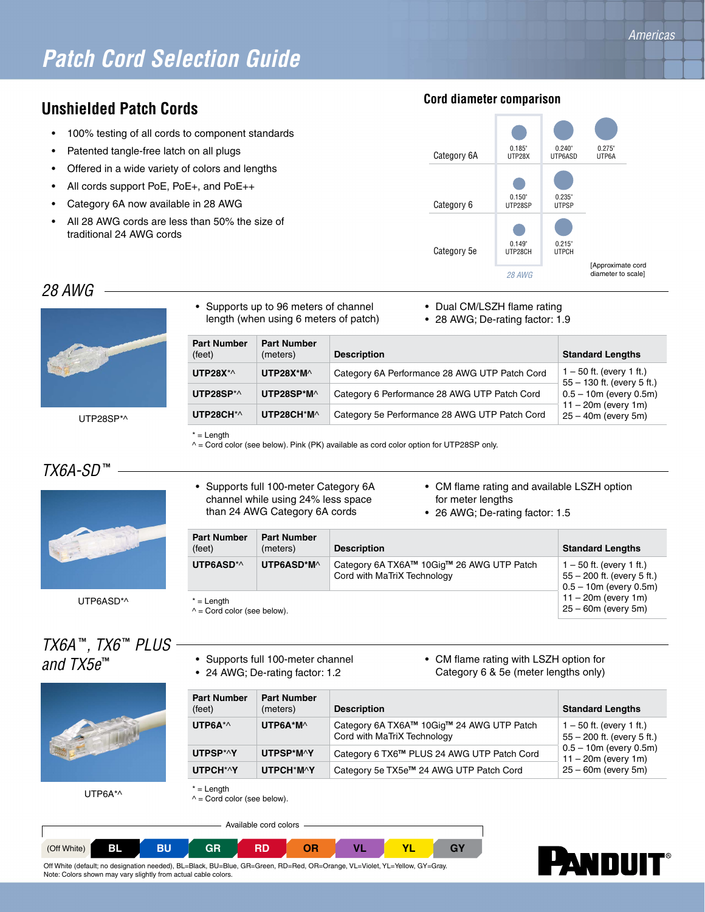# Patch Cord Selection Guide

Americas

## Unshielded Patch Cords

- 100% testing of all cords to component standards
- Patented tangle-free latch on all plugs
- Offered in a wide variety of colors and lengths
- All cords support PoE, PoE+, and PoE++
- Category 6A now available in 28 AWG
- All 28 AWG cords are less than 50% the size of traditional 24 AWG cords

### Cord diameter comparison

| | 28 AWG | | |
|---|---|---|---|
| Category 6A | 0.185" UTP28X | 0.240" UTP6ASD | 0.275" UTP6A |
| Category 6 | 0.150" UTP28SP | 0.235" UTPSP | |
| Category 5e | 0.149" UTP28CH | 0.215" UTPCH | |

[Approximate cord diameter to scale]

## *28 AWG*

UTP28SP*^

- Supports up to 96 meters of channel length (when using 6 meters of patch)
- Dual CM/LSZH flame rating
- 28 AWG; De-rating factor: 1.9

| Part Number (feet) | Part Number (meters) | Description | Standard Lengths |
|---|---|---|---|
| **UTP28X*^** | **UTP28X*M^** | Category 6A Performance 28 AWG UTP Patch Cord | 1 – 50 ft. (every 1 ft.)<br>55 – 130 ft. (every 5 ft.)<br>0.5 – 10m (every 0.5m)<br>11 – 20m (every 1m)<br>25 – 40m (every 5m) |
| **UTP28SP*^** | **UTP28SP*M^** | Category 6 Performance 28 AWG UTP Patch Cord | |
| **UTP28CH*^** | **UTP28CH*M^** | Category 5e Performance 28 AWG UTP Patch Cord | |

\* = Length
^ = Cord color (see below). Pink (PK) available as cord color option for UTP28SP only.

## *TX6A-SD™*

UTP6ASD*^

- Supports full 100-meter Category 6A channel while using 24% less space than 24 AWG Category 6A cords
- CM flame rating and available LSZH option for meter lengths
- 26 AWG; De-rating factor: 1.5

| Part Number (feet) | Part Number (meters) | Description | Standard Lengths |
|---|---|---|---|
| **UTP6ASD*^** | **UTP6ASD*M^** | Category 6A TX6A™ 10Gig™ 26 AWG UTP Patch Cord with MaTriX Technology | 1 – 50 ft. (every 1 ft.)<br>55 – 200 ft. (every 5 ft.)<br>0.5 – 10m (every 0.5m)<br>11 – 20m (every 1m)<br>25 – 60m (every 5m) |

\* = Length
^ = Cord color (see below).

## *TX6A™, TX6™ PLUS and TX5e™*

UTP6A*^

- Supports full 100-meter channel
- 24 AWG; De-rating factor: 1.2
- CM flame rating with LSZH option for Category 6 & 5e (meter lengths only)

| Part Number (feet) | Part Number (meters) | Description | Standard Lengths |
|---|---|---|---|
| **UTP6A*^** | **UTP6A*M^** | Category 6A TX6A™ 10Gig™ 24 AWG UTP Patch Cord with MaTriX Technology | 1 – 50 ft. (every 1 ft.)<br>55 – 200 ft. (every 5 ft.)<br>0.5 – 10m (every 0.5m)<br>11 – 20m (every 1m)<br>25 – 60m (every 5m) |
| **UTPSP*^Y** | **UTPSP*M^Y** | Category 6 TX6™ PLUS 24 AWG UTP Patch Cord | |
| **UTPCH*^Y** | **UTPCH*M^Y** | Category 5e TX5e™ 24 AWG UTP Patch Cord | |

\* = Length
^ = Cord color (see below).

Available cord colors

| (Off White) | BL | BU | GR | RD | OR | VL | YL | GY |
|---|---|---|---|---|---|---|---|---|

Off White (default; no designation needed), BL=Black, BU=Blue, GR=Green, RD=Red, OR=Orange, VL=Violet, YL=Yellow, GY=Gray.
Note: Colors shown may vary slightly from actual cable colors.

PANDUIT®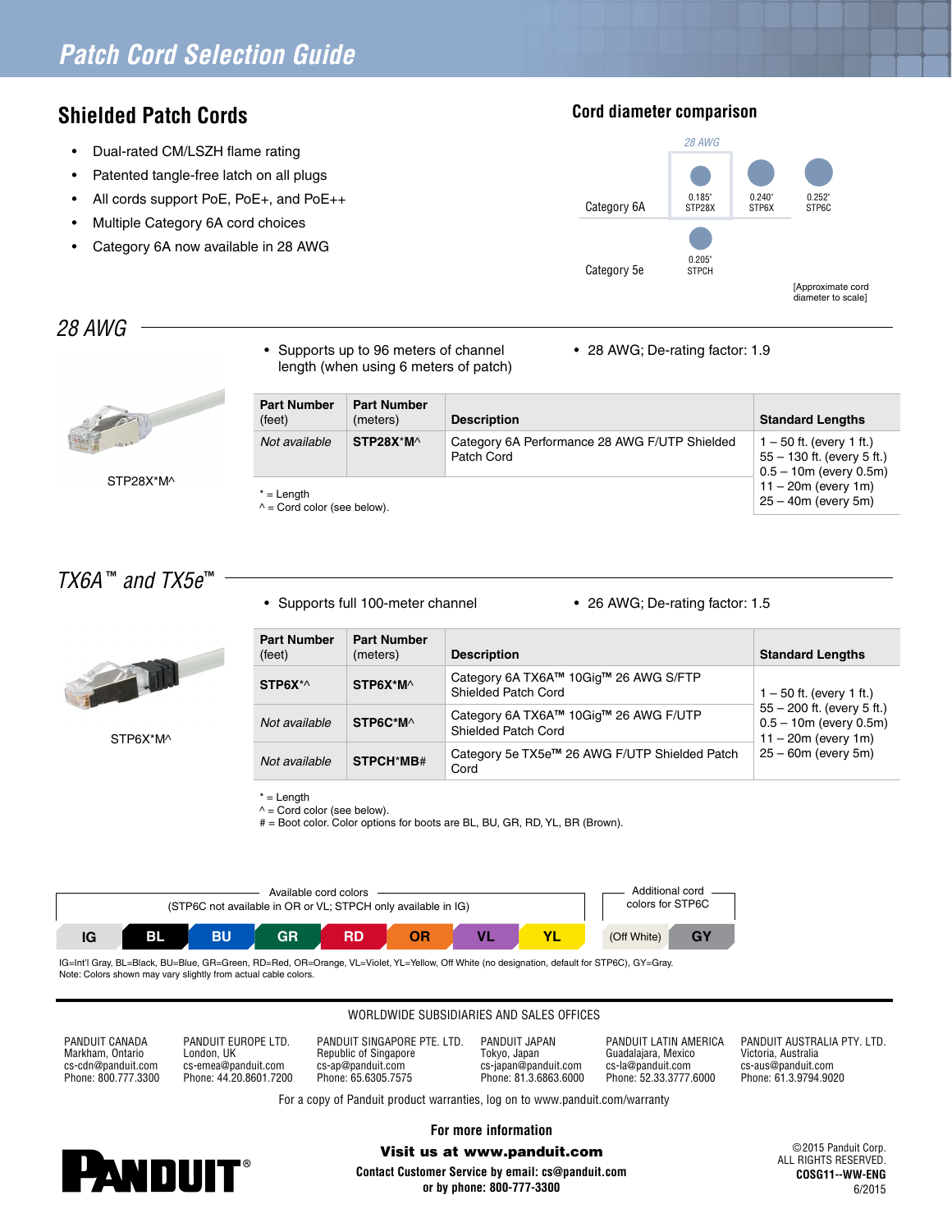# Patch Cord Selection Guide

## Shielded Patch Cords

- Dual-rated CM/LSZH flame rating
- Patented tangle-free latch on all plugs
- All cords support PoE, PoE+, and PoE++
- Multiple Category 6A cord choices
- Category 6A now available in 28 AWG

### Cord diameter comparison

28 AWG

Category 6A

0.185" STP28X

0.240" STP6X

0.252" STP6C

Category 5e

0.205" STPCH

[Approximate cord diameter to scale]

## 28 AWG

- Supports up to 96 meters of channel length (when using 6 meters of patch)
- 28 AWG; De-rating factor: 1.9

STP28X*M^

| Part Number (feet) | Part Number (meters) | Description | Standard Lengths |
|---|---|---|---|
| *Not available* | **STP28X*M^** | Category 6A Performance 28 AWG F/UTP Shielded Patch Cord | 1 – 50 ft. (every 1 ft.)<br>55 – 130 ft. (every 5 ft.)<br>0.5 – 10m (every 0.5m)<br>11 – 20m (every 1m)<br>25 – 40m (every 5m) |

* = Length
^ = Cord color (see below).

## TX6A™ and TX5e™

- Supports full 100-meter channel
- 26 AWG; De-rating factor: 1.5

STP6X*M^

| Part Number (feet) | Part Number (meters) | Description | Standard Lengths |
|---|---|---|---|
| **STP6X*^** | **STP6X*M^** | Category 6A TX6A™ 10Gig™ 26 AWG S/FTP Shielded Patch Cord | 1 – 50 ft. (every 1 ft.)<br>55 – 200 ft. (every 5 ft.)<br>0.5 – 10m (every 0.5m)<br>11 – 20m (every 1m)<br>25 – 60m (every 5m) |
| *Not available* | **STP6C*M^** | Category 6A TX6A™ 10Gig™ 26 AWG F/UTP Shielded Patch Cord | |
| *Not available* | **STPCH*MB#** | Category 5e TX5e™ 26 AWG F/UTP Shielded Patch Cord | |

* = Length
^ = Cord color (see below).
# = Boot color. Color options for boots are BL, BU, GR, RD, YL, BR (Brown).

Available cord colors (STP6C not available in OR or VL; STPCH only available in IG)

IG | BL | BU | GR | RD | OR | VL | YL

Additional cord colors for STP6C

(Off White) | GY

IG=Int'l Gray, BL=Black, BU=Blue, GR=Green, RD=Red, OR=Orange, VL=Violet, YL=Yellow, Off White (no designation, default for STP6C), GY=Gray.
Note: Colors shown may vary slightly from actual cable colors.

## WORLDWIDE SUBSIDIARIES AND SALES OFFICES

PANDUIT CANADA
Markham, Ontario
cs-cdn@panduit.com
Phone: 800.777.3300

PANDUIT EUROPE LTD.
London, UK
cs-emea@panduit.com
Phone: 44.20.8601.7200

PANDUIT SINGAPORE PTE. LTD.
Republic of Singapore
cs-ap@panduit.com
Phone: 65.6305.7575

PANDUIT JAPAN
Tokyo, Japan
cs-japan@panduit.com
Phone: 81.3.6863.6000

PANDUIT LATIN AMERICA
Guadalajara, Mexico
cs-la@panduit.com
Phone: 52.33.3777.6000

PANDUIT AUSTRALIA PTY. LTD.
Victoria, Australia
cs-aus@panduit.com
Phone: 61.3.9794.9020

For a copy of Panduit product warranties, log on to www.panduit.com/warranty

**For more information**

**Visit us at www.panduit.com**

**Contact Customer Service by email: cs@panduit.com**
**or by phone: 800-777-3300**

PANDUIT®

©2015 Panduit Corp.
ALL RIGHTS RESERVED.
**COSG11--WW-ENG**
6/2015